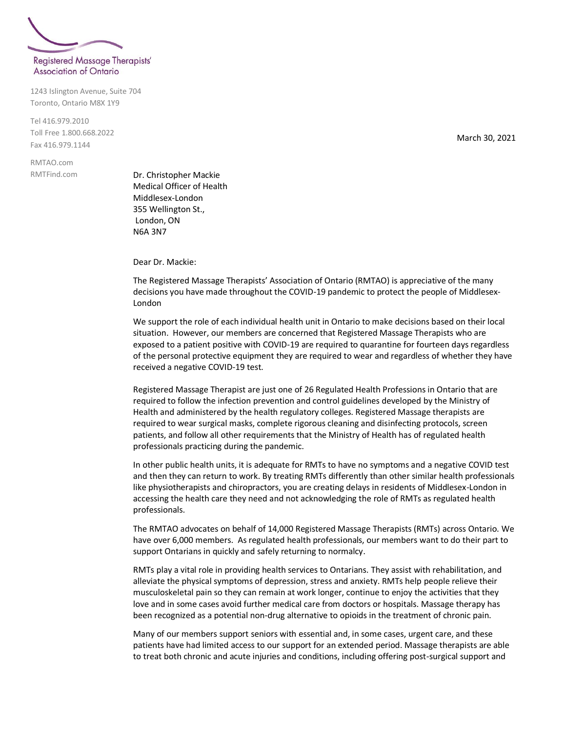Registered Massage Therapists' Association of Ontario

1243 Islington Avenue, Suite 704
Toronto, Ontario M8X 1Y9

Tel 416.979.2010
Toll Free 1.800.668.2022
Fax 416.979.1144

RMTAO.com
RMTFind.com

March 30, 2021

Dr. Christopher Mackie
Medical Officer of Health
Middlesex-London
355 Wellington St.,
London, ON
N6A 3N7

Dear Dr. Mackie:

The Registered Massage Therapists' Association of Ontario (RMTAO) is appreciative of the many decisions you have made throughout the COVID-19 pandemic to protect the people of Middlesex-London

We support the role of each individual health unit in Ontario to make decisions based on their local situation. However, our members are concerned that Registered Massage Therapists who are exposed to a patient positive with COVID-19 are required to quarantine for fourteen days regardless of the personal protective equipment they are required to wear and regardless of whether they have received a negative COVID-19 test.

Registered Massage Therapist are just one of 26 Regulated Health Professions in Ontario that are required to follow the infection prevention and control guidelines developed by the Ministry of Health and administered by the health regulatory colleges. Registered Massage therapists are required to wear surgical masks, complete rigorous cleaning and disinfecting protocols, screen patients, and follow all other requirements that the Ministry of Health has of regulated health professionals practicing during the pandemic.

In other public health units, it is adequate for RMTs to have no symptoms and a negative COVID test and then they can return to work. By treating RMTs differently than other similar health professionals like physiotherapists and chiropractors, you are creating delays in residents of Middlesex-London in accessing the health care they need and not acknowledging the role of RMTs as regulated health professionals.

The RMTAO advocates on behalf of 14,000 Registered Massage Therapists (RMTs) across Ontario. We have over 6,000 members. As regulated health professionals, our members want to do their part to support Ontarians in quickly and safely returning to normalcy.

RMTs play a vital role in providing health services to Ontarians. They assist with rehabilitation, and alleviate the physical symptoms of depression, stress and anxiety. RMTs help people relieve their musculoskeletal pain so they can remain at work longer, continue to enjoy the activities that they love and in some cases avoid further medical care from doctors or hospitals. Massage therapy has been recognized as a potential non-drug alternative to opioids in the treatment of chronic pain.

Many of our members support seniors with essential and, in some cases, urgent care, and these patients have had limited access to our support for an extended period. Massage therapists are able to treat both chronic and acute injuries and conditions, including offering post-surgical support and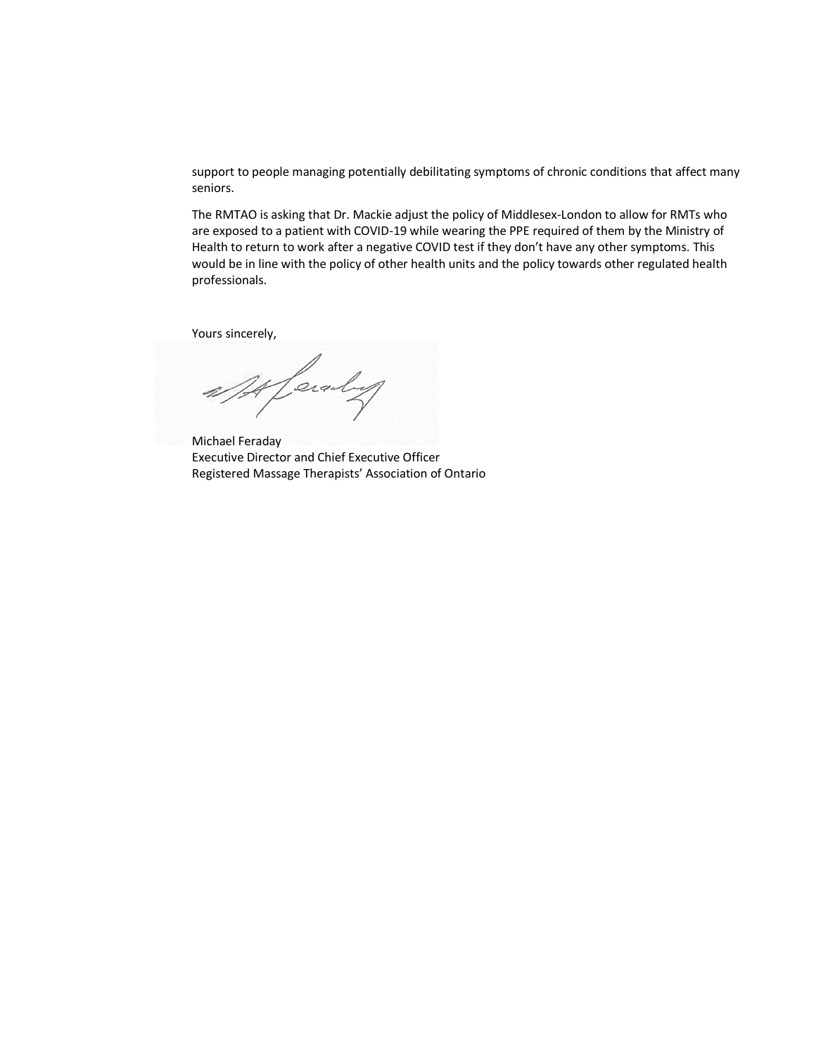support to people managing potentially debilitating symptoms of chronic conditions that affect many seniors.

The RMTAO is asking that Dr. Mackie adjust the policy of Middlesex-London to allow for RMTs who are exposed to a patient with COVID-19 while wearing the PPE required of them by the Ministry of Health to return to work after a negative COVID test if they don't have any other symptoms. This would be in line with the policy of other health units and the policy towards other regulated health professionals.

Yours sincerely,

Michael Feraday
Executive Director and Chief Executive Officer
Registered Massage Therapists' Association of Ontario